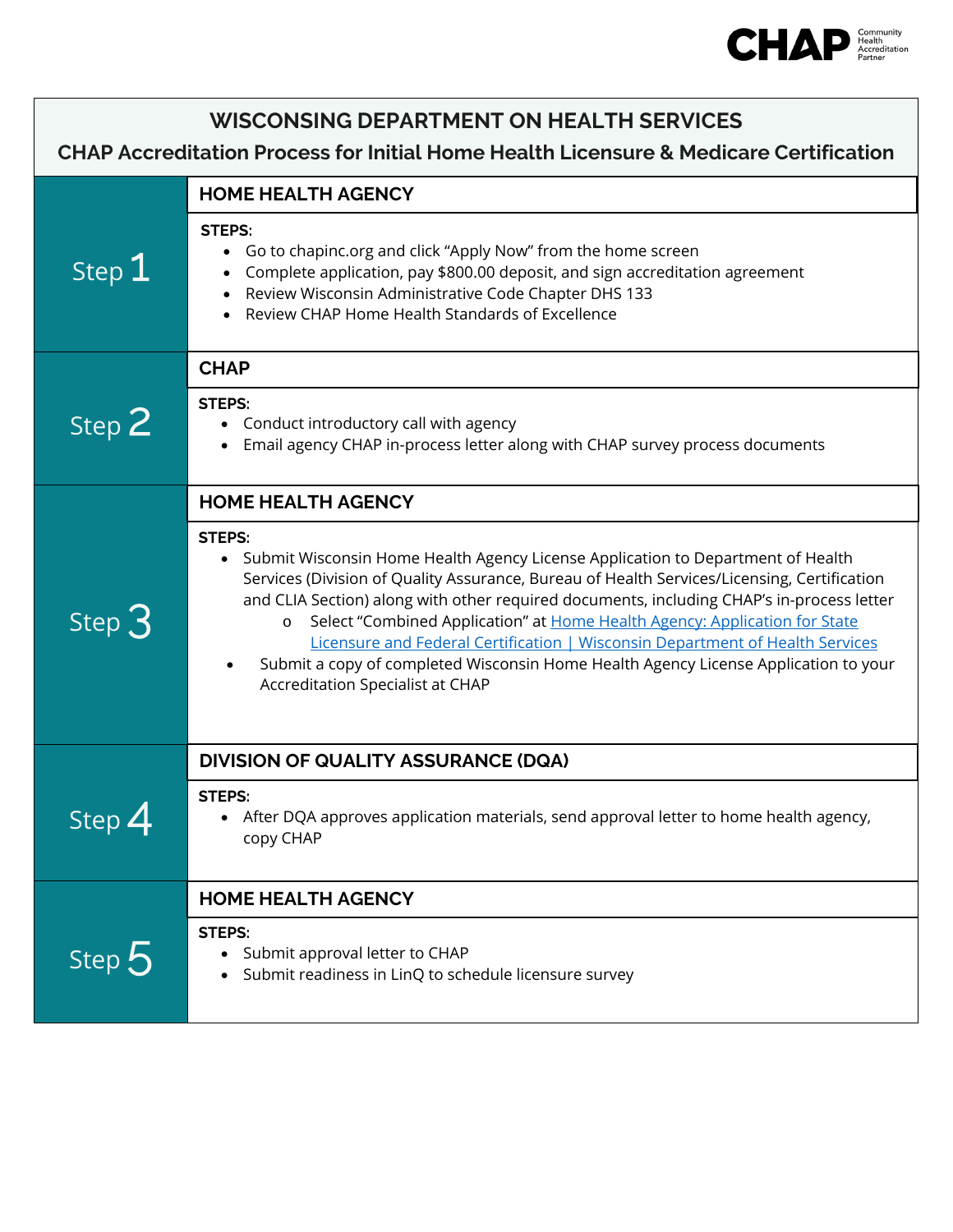# WISCONSING DEPARTMENT ON HEALTH SERVICES

## CHAP Accreditation Process for Initial Home Health Licensure & Medicare Certification

### Step 1

**HOME HEALTH AGENCY**

**STEPS:**

- Go to chapinc.org and click "Apply Now" from the home screen
- Complete application, pay $800.00 deposit, and sign accreditation agreement
- Review Wisconsin Administrative Code Chapter DHS 133
- Review CHAP Home Health Standards of Excellence

### Step 2

**CHAP**

**STEPS:**

- Conduct introductory call with agency
- Email agency CHAP in-process letter along with CHAP survey process documents

### Step 3

**HOME HEALTH AGENCY**

**STEPS:**

- Submit Wisconsin Home Health Agency License Application to Department of Health Services (Division of Quality Assurance, Bureau of Health Services/Licensing, Certification and CLIA Section) along with other required documents, including CHAP's in-process letter
  - Select "Combined Application" at Home Health Agency: Application for State Licensure and Federal Certification | Wisconsin Department of Health Services
- Submit a copy of completed Wisconsin Home Health Agency License Application to your Accreditation Specialist at CHAP

### Step 4

**DIVISION OF QUALITY ASSURANCE (DQA)**

**STEPS:**

- After DQA approves application materials, send approval letter to home health agency, copy CHAP

### Step 5

**HOME HEALTH AGENCY**

**STEPS:**

- Submit approval letter to CHAP
- Submit readiness in LinQ to schedule licensure survey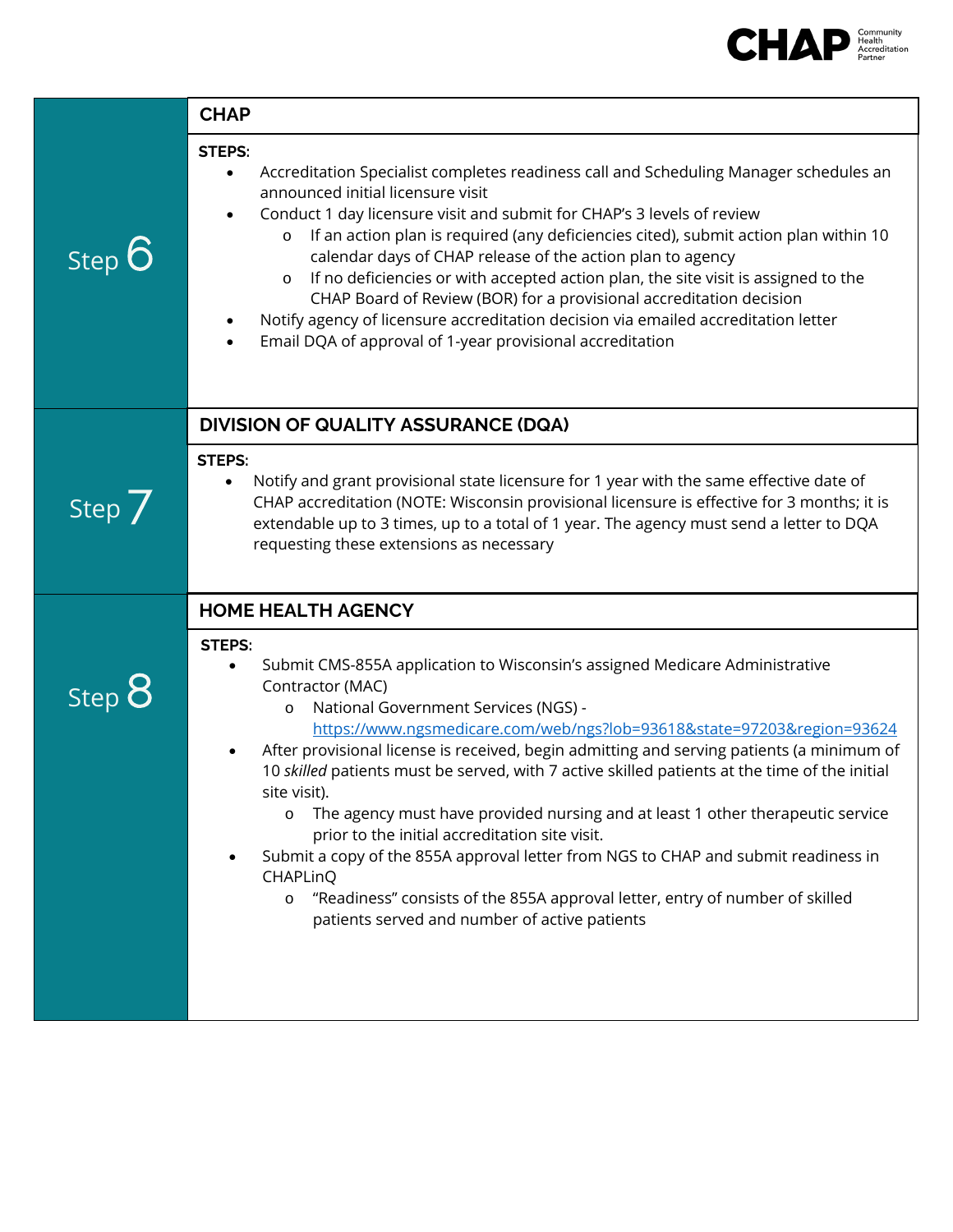## Step 6

### CHAP

**STEPS:**

- Accreditation Specialist completes readiness call and Scheduling Manager schedules an announced initial licensure visit
- Conduct 1 day licensure visit and submit for CHAP's 3 levels of review
  - If an action plan is required (any deficiencies cited), submit action plan within 10 calendar days of CHAP release of the action plan to agency
  - If no deficiencies or with accepted action plan, the site visit is assigned to the CHAP Board of Review (BOR) for a provisional accreditation decision
- Notify agency of licensure accreditation decision via emailed accreditation letter
- Email DQA of approval of 1-year provisional accreditation

## Step 7

### DIVISION OF QUALITY ASSURANCE (DQA)

**STEPS:**

- Notify and grant provisional state licensure for 1 year with the same effective date of CHAP accreditation (NOTE: Wisconsin provisional licensure is effective for 3 months; it is extendable up to 3 times, up to a total of 1 year. The agency must send a letter to DQA requesting these extensions as necessary

## Step 8

### HOME HEALTH AGENCY

**STEPS:**

- Submit CMS-855A application to Wisconsin's assigned Medicare Administrative Contractor (MAC)
  - National Government Services (NGS) - https://www.ngsmedicare.com/web/ngs?lob=93618&state=97203&region=93624
- After provisional license is received, begin admitting and serving patients (a minimum of 10 *skilled* patients must be served, with 7 active skilled patients at the time of the initial site visit).
  - The agency must have provided nursing and at least 1 other therapeutic service prior to the initial accreditation site visit.
- Submit a copy of the 855A approval letter from NGS to CHAP and submit readiness in CHAPLinQ
  - "Readiness" consists of the 855A approval letter, entry of number of skilled patients served and number of active patients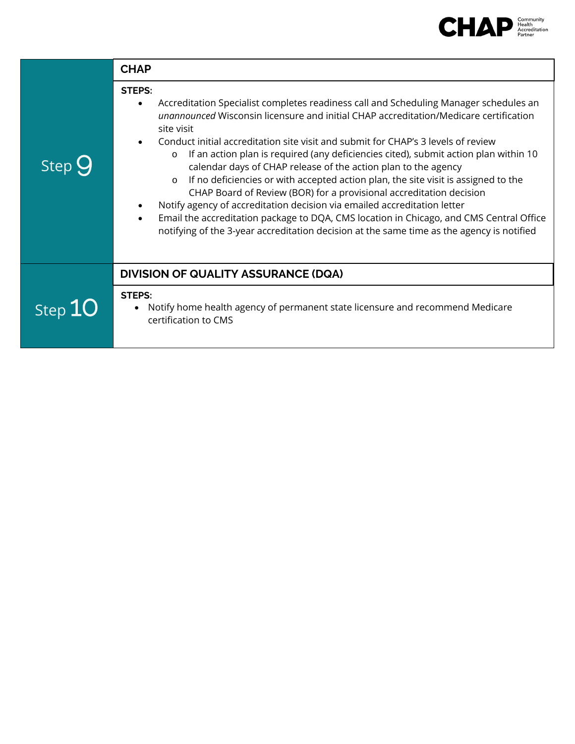## Step 9

### CHAP

**STEPS:**

- Accreditation Specialist completes readiness call and Scheduling Manager schedules an *unannounced* Wisconsin licensure and initial CHAP accreditation/Medicare certification site visit
- Conduct initial accreditation site visit and submit for CHAP's 3 levels of review
  - If an action plan is required (any deficiencies cited), submit action plan within 10 calendar days of CHAP release of the action plan to the agency
  - If no deficiencies or with accepted action plan, the site visit is assigned to the CHAP Board of Review (BOR) for a provisional accreditation decision
- Notify agency of accreditation decision via emailed accreditation letter
- Email the accreditation package to DQA, CMS location in Chicago, and CMS Central Office notifying of the 3-year accreditation decision at the same time as the agency is notified

## Step 10

### DIVISION OF QUALITY ASSURANCE (DQA)

**STEPS:**

- Notify home health agency of permanent state licensure and recommend Medicare certification to CMS